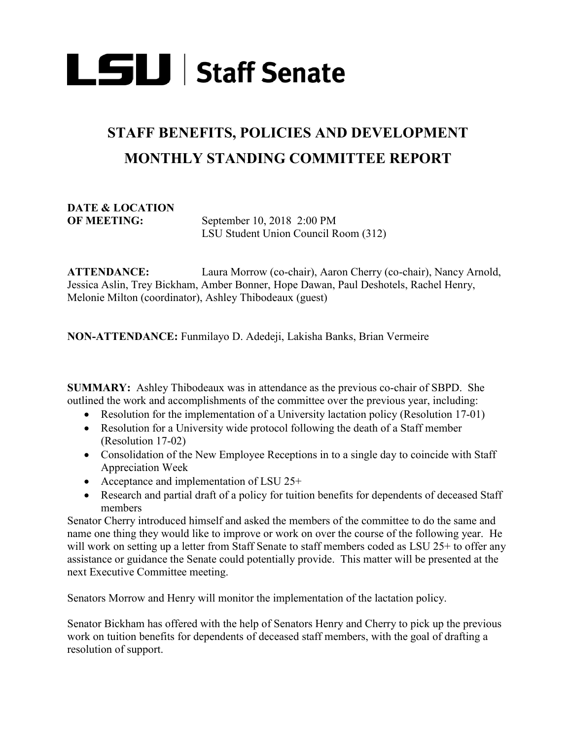**LSU | Staff Senate**

# STAFF BENEFITS, POLICIES AND DEVELOPMENT MONTHLY STANDING COMMITTEE REPORT

**DATE & LOCATION OF MEETING:** September 10, 2018 2:00 PM
LSU Student Union Council Room (312)

**ATTENDANCE:** Laura Morrow (co-chair), Aaron Cherry (co-chair), Nancy Arnold, Jessica Aslin, Trey Bickham, Amber Bonner, Hope Dawan, Paul Deshotels, Rachel Henry, Melonie Milton (coordinator), Ashley Thibodeaux (guest)

**NON-ATTENDANCE:** Funmilayo D. Adedeji, Lakisha Banks, Brian Vermeire

**SUMMARY:** Ashley Thibodeaux was in attendance as the previous co-chair of SBPD. She outlined the work and accomplishments of the committee over the previous year, including:

- Resolution for the implementation of a University lactation policy (Resolution 17-01)
- Resolution for a University wide protocol following the death of a Staff member (Resolution 17-02)
- Consolidation of the New Employee Receptions in to a single day to coincide with Staff Appreciation Week
- Acceptance and implementation of LSU 25+
- Research and partial draft of a policy for tuition benefits for dependents of deceased Staff members

Senator Cherry introduced himself and asked the members of the committee to do the same and name one thing they would like to improve or work on over the course of the following year. He will work on setting up a letter from Staff Senate to staff members coded as LSU 25+ to offer any assistance or guidance the Senate could potentially provide. This matter will be presented at the next Executive Committee meeting.

Senators Morrow and Henry will monitor the implementation of the lactation policy.

Senator Bickham has offered with the help of Senators Henry and Cherry to pick up the previous work on tuition benefits for dependents of deceased staff members, with the goal of drafting a resolution of support.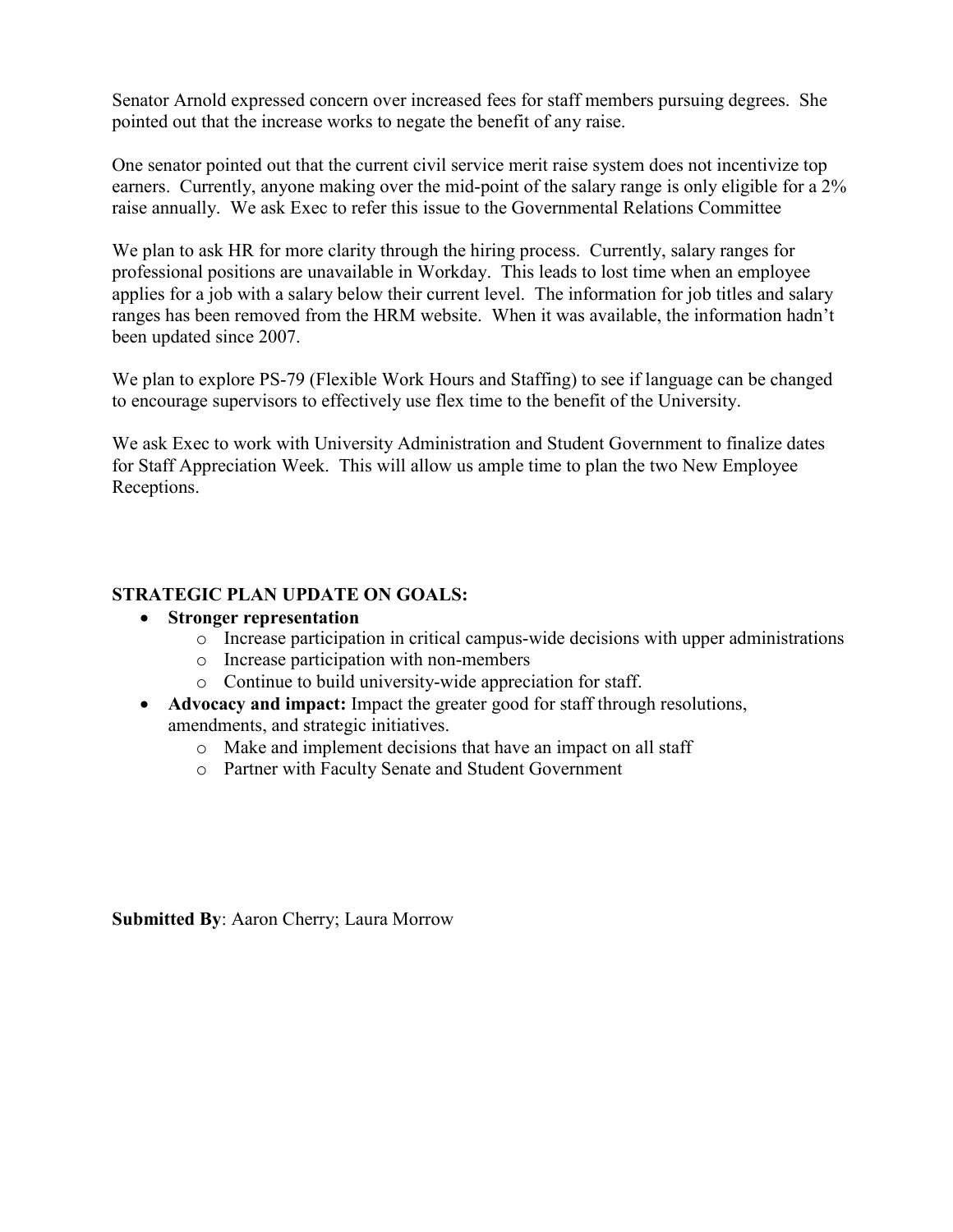Senator Arnold expressed concern over increased fees for staff members pursuing degrees. She pointed out that the increase works to negate the benefit of any raise.

One senator pointed out that the current civil service merit raise system does not incentivize top earners. Currently, anyone making over the mid-point of the salary range is only eligible for a 2% raise annually. We ask Exec to refer this issue to the Governmental Relations Committee

We plan to ask HR for more clarity through the hiring process. Currently, salary ranges for professional positions are unavailable in Workday. This leads to lost time when an employee applies for a job with a salary below their current level. The information for job titles and salary ranges has been removed from the HRM website. When it was available, the information hadn't been updated since 2007.

We plan to explore PS-79 (Flexible Work Hours and Staffing) to see if language can be changed to encourage supervisors to effectively use flex time to the benefit of the University.

We ask Exec to work with University Administration and Student Government to finalize dates for Staff Appreciation Week. This will allow us ample time to plan the two New Employee Receptions.

**STRATEGIC PLAN UPDATE ON GOALS:**

- **Stronger representation**
  - Increase participation in critical campus-wide decisions with upper administrations
  - Increase participation with non-members
  - Continue to build university-wide appreciation for staff.
- **Advocacy and impact:** Impact the greater good for staff through resolutions, amendments, and strategic initiatives.
  - Make and implement decisions that have an impact on all staff
  - Partner with Faculty Senate and Student Government

**Submitted By**: Aaron Cherry; Laura Morrow